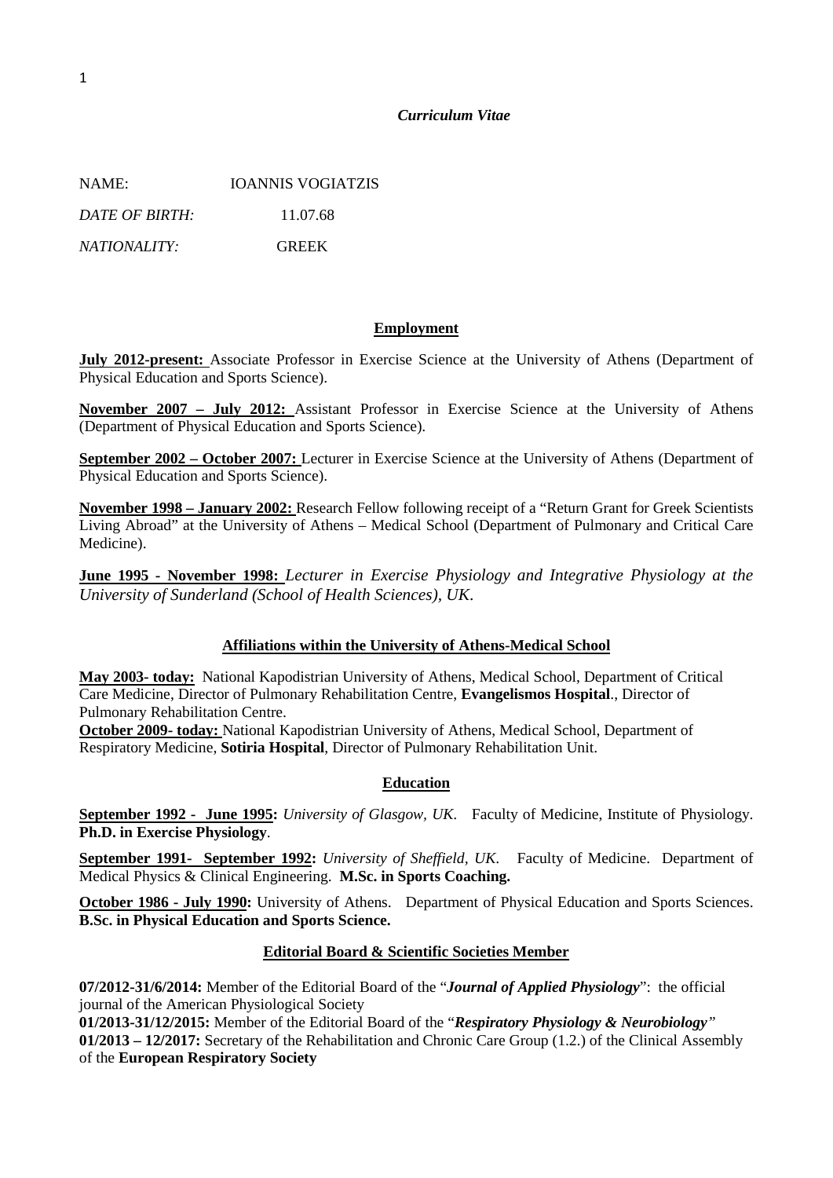***Curriculum Vitae***

NAME: IOANNIS VOGIATZIS

*DATE OF BIRTH:* 11.07.68

*NATIONALITY:* GREEK

## Employment

**July 2012-present:** Associate Professor in Exercise Science at the University of Athens (Department of Physical Education and Sports Science).

**November 2007 – July 2012:** Assistant Professor in Exercise Science at the University of Athens (Department of Physical Education and Sports Science).

**September 2002 – October 2007:** Lecturer in Exercise Science at the University of Athens (Department of Physical Education and Sports Science).

**November 1998 – January 2002:** Research Fellow following receipt of a "Return Grant for Greek Scientists Living Abroad" at the University of Athens – Medical School (Department of Pulmonary and Critical Care Medicine).

**June 1995 - November 1998:** *Lecturer in Exercise Physiology and Integrative Physiology at the University of Sunderland (School of Health Sciences), UK.*

## Affiliations within the University of Athens-Medical School

**May 2003- today:** National Kapodistrian University of Athens, Medical School, Department of Critical Care Medicine, Director of Pulmonary Rehabilitation Centre, **Evangelismos Hospital**., Director of Pulmonary Rehabilitation Centre.

**October 2009- today:** National Kapodistrian University of Athens, Medical School, Department of Respiratory Medicine, **Sotiria Hospital**, Director of Pulmonary Rehabilitation Unit.

## Education

**September 1992 - June 1995:** *University of Glasgow, UK.* Faculty of Medicine, Institute of Physiology. **Ph.D. in Exercise Physiology**.

**September 1991- September 1992:** *University of Sheffield, UK.* Faculty of Medicine. Department of Medical Physics & Clinical Engineering. **M.Sc. in Sports Coaching.**

**October 1986 - July 1990:** University of Athens. Department of Physical Education and Sports Sciences. **B.Sc. in Physical Education and Sports Science.**

## Editorial Board & Scientific Societies Member

**07/2012-31/6/2014:** Member of the Editorial Board of the "***Journal of Applied Physiology***": the official journal of the American Physiological Society

**01/2013-31/12/2015:** Member of the Editorial Board of the "***Respiratory Physiology & Neurobiology***"

**01/2013 – 12/2017:** Secretary of the Rehabilitation and Chronic Care Group (1.2.) of the Clinical Assembly of the **European Respiratory Society**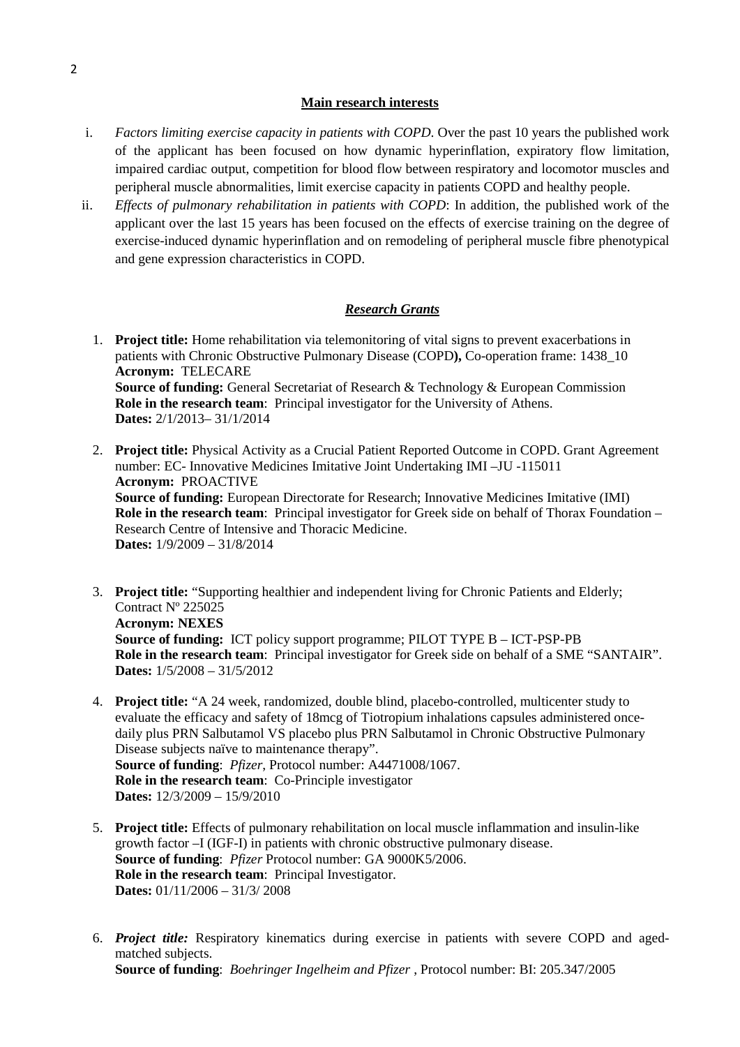## Main research interests

i. *Factors limiting exercise capacity in patients with COPD.* Over the past 10 years the published work of the applicant has been focused on how dynamic hyperinflation, expiratory flow limitation, impaired cardiac output, competition for blood flow between respiratory and locomotor muscles and peripheral muscle abnormalities, limit exercise capacity in patients COPD and healthy people.

ii. *Effects of pulmonary rehabilitation in patients with COPD*: In addition, the published work of the applicant over the last 15 years has been focused on the effects of exercise training on the degree of exercise-induced dynamic hyperinflation and on remodeling of peripheral muscle fibre phenotypical and gene expression characteristics in COPD.

## ***Research Grants***

1. **Project title:** Home rehabilitation via telemonitoring of vital signs to prevent exacerbations in patients with Chronic Obstructive Pulmonary Disease (COPD**),** Co-operation frame: 1438_10
   **Acronym:** TELECARE
   **Source of funding:** General Secretariat of Research & Technology & European Commission
   **Role in the research team**: Principal investigator for the University of Athens.
   **Dates:** 2/1/2013– 31/1/2014

2. **Project title:** Physical Activity as a Crucial Patient Reported Outcome in COPD. Grant Agreement number: EC- Innovative Medicines Imitative Joint Undertaking IMI –JU -115011
   **Acronym:** PROACTIVE
   **Source of funding:** European Directorate for Research; Innovative Medicines Imitative (IMI)
   **Role in the research team**: Principal investigator for Greek side on behalf of Thorax Foundation – Research Centre of Intensive and Thoracic Medicine.
   **Dates:** 1/9/2009 – 31/8/2014

3. **Project title:** "Supporting healthier and independent living for Chronic Patients and Elderly; Contract Nº 225025
   **Acronym: NEXES**
   **Source of funding:** ICT policy support programme; PILOT TYPE B – ICT-PSP-PB
   **Role in the research team**: Principal investigator for Greek side on behalf of a SME "SANTAIR".
   **Dates:** 1/5/2008 – 31/5/2012

4. **Project title:** "A 24 week, randomized, double blind, placebo-controlled, multicenter study to evaluate the efficacy and safety of 18mcg of Tiotropium inhalations capsules administered once-daily plus PRN Salbutamol VS placebo plus PRN Salbutamol in Chronic Obstructive Pulmonary Disease subjects naïve to maintenance therapy".
   **Source of funding**: *Pfizer*, Protocol number: A4471008/1067.
   **Role in the research team**: Co-Principle investigator
   **Dates:** 12/3/2009 – 15/9/2010

5. **Project title:** Effects of pulmonary rehabilitation on local muscle inflammation and insulin-like growth factor –I (IGF-I) in patients with chronic obstructive pulmonary disease.
   **Source of funding**: *Pfizer* Protocol number: GA 9000K5/2006.
   **Role in the research team**: Principal Investigator.
   **Dates:** 01/11/2006 – 31/3/ 2008

6. ***Project title:*** Respiratory kinematics during exercise in patients with severe COPD and aged-matched subjects.
   **Source of funding**: *Boehringer Ingelheim and Pfizer* , Protocol number: BI: 205.347/2005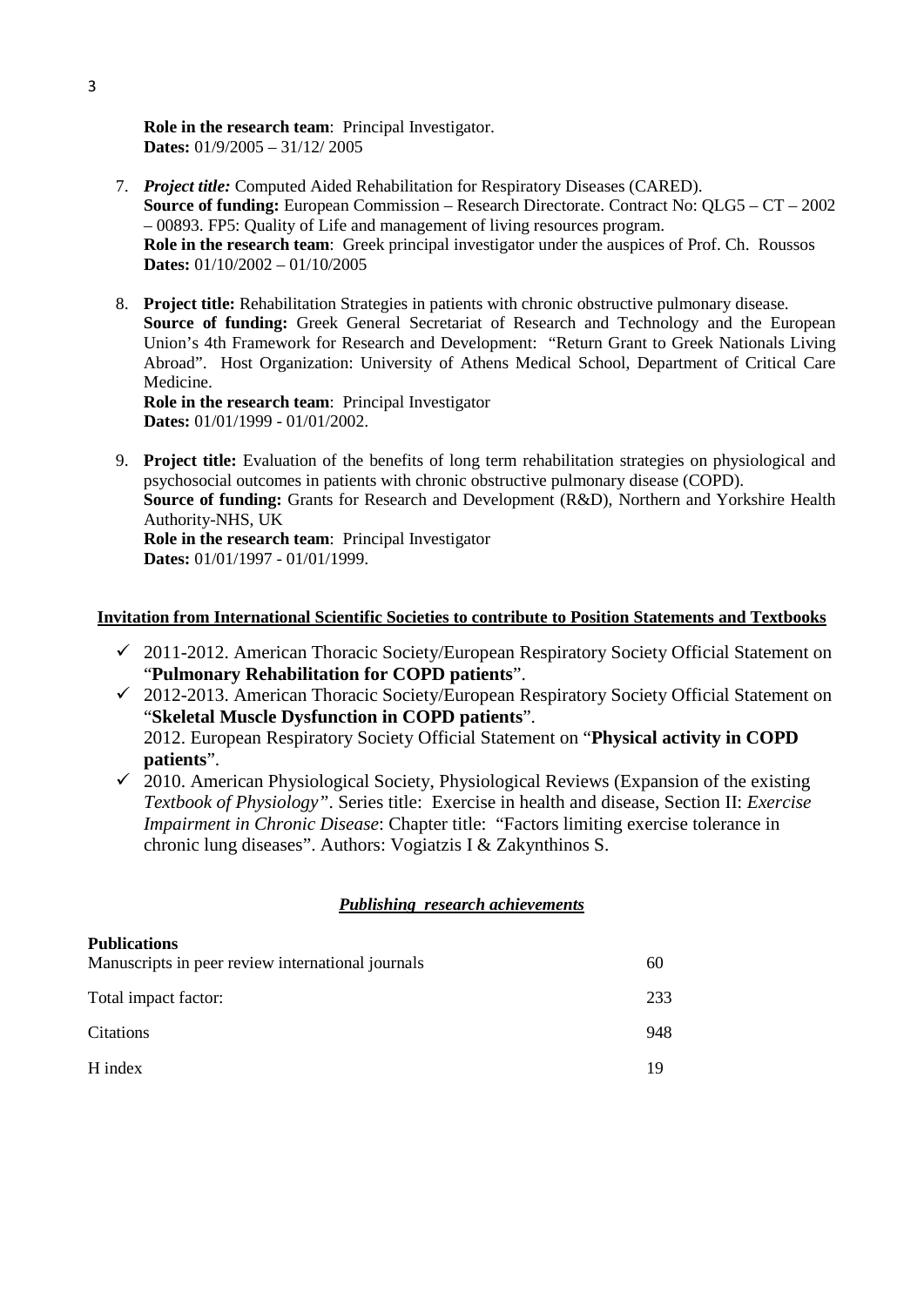**Role in the research team**: Principal Investigator.
**Dates:** 01/9/2005 – 31/12/ 2005

7. ***Project title:*** Computed Aided Rehabilitation for Respiratory Diseases (CARED).
   **Source of funding:** European Commission – Research Directorate. Contract No: QLG5 – CT – 2002 – 00893. FP5: Quality of Life and management of living resources program.
   **Role in the research team**: Greek principal investigator under the auspices of Prof. Ch. Roussos
   **Dates:** 01/10/2002 – 01/10/2005

8. **Project title:** Rehabilitation Strategies in patients with chronic obstructive pulmonary disease.
   **Source of funding:** Greek General Secretariat of Research and Technology and the European Union's 4th Framework for Research and Development: "Return Grant to Greek Nationals Living Abroad". Host Organization: University of Athens Medical School, Department of Critical Care Medicine.
   **Role in the research team**: Principal Investigator
   **Dates:** 01/01/1999 - 01/01/2002.

9. **Project title:** Evaluation of the benefits of long term rehabilitation strategies on physiological and psychosocial outcomes in patients with chronic obstructive pulmonary disease (COPD).
   **Source of funding:** Grants for Research and Development (R&D), Northern and Yorkshire Health Authority-NHS, UK
   **Role in the research team**: Principal Investigator
   **Dates:** 01/01/1997 - 01/01/1999.

**Invitation from International Scientific Societies to contribute to Position Statements and Textbooks**

- ✓ 2011-2012. American Thoracic Society/European Respiratory Society Official Statement on "**Pulmonary Rehabilitation for COPD patients**".
- ✓ 2012-2013. American Thoracic Society/European Respiratory Society Official Statement on "**Skeletal Muscle Dysfunction in COPD patients**".
  2012. European Respiratory Society Official Statement on "**Physical activity in COPD patients**".
- ✓ 2010. American Physiological Society, Physiological Reviews (Expansion of the existing *Textbook of Physiology"*. Series title: Exercise in health and disease, Section II: *Exercise Impairment in Chronic Disease*: Chapter title: "Factors limiting exercise tolerance in chronic lung diseases". Authors: Vogiatzis I & Zakynthinos S.

***Publishing research achievements***

**Publications**

| | |
|---|---|
| Manuscripts in peer review international journals | 60 |
| Total impact factor: | 233 |
| Citations | 948 |
| H index | 19 |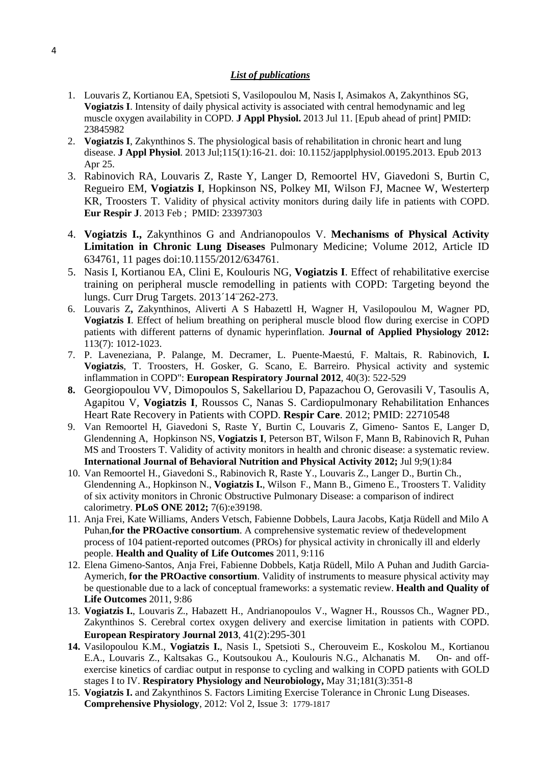***List of publications***

1. Louvaris Z, Kortianou EA, Spetsioti S, Vasilopoulou M, Nasis I, Asimakos A, Zakynthinos SG, **Vogiatzis I**. Intensity of daily physical activity is associated with central hemodynamic and leg muscle oxygen availability in COPD. **J Appl Physiol.** 2013 Jul 11. [Epub ahead of print] PMID: 23845982
2. **Vogiatzis I**, Zakynthinos S. The physiological basis of rehabilitation in chronic heart and lung disease. **J Appl Physiol**. 2013 Jul;115(1):16-21. doi: 10.1152/japplphysiol.00195.2013. Epub 2013 Apr 25.
3. Rabinovich RA, Louvaris Z, Raste Y, Langer D, Remoortel HV, Giavedoni S, Burtin C, Regueiro EM, **Vogiatzis I**, Hopkinson NS, Polkey MI, Wilson FJ, Macnee W, Westerterp KR, Troosters T. Validity of physical activity monitors during daily life in patients with COPD. **Eur Respir J**. 2013 Feb ; PMID: 23397303
4. **Vogiatzis I.,** Zakynthinos G and Andrianopoulos V. **Mechanisms of Physical Activity Limitation in Chronic Lung Diseases** Pulmonary Medicine; Volume 2012, Article ID 634761, 11 pages doi:10.1155/2012/634761.
5. Nasis I, Kortianou EA, Clini E, Koulouris NG, **Vogiatzis I**. Effect of rehabilitative exercise training on peripheral muscle remodelling in patients with COPD: Targeting beyond the lungs. Curr Drug Targets. 2013´14¨262-273.
6. Louvaris Z**,** Zakynthinos, Aliverti A S Habazettl H, Wagner H, Vasilopoulou M, Wagner PD, **Vogiatzis I**. Effect of helium breathing on peripheral muscle blood flow during exercise in COPD patients with different patterns of dynamic hyperinflation. **Journal of Applied Physiology 2012:** 113(7): 1012-1023.
7. P. Laveneziana, P. Palange, M. Decramer, L. Puente-Maestú, F. Maltais, R. Rabinovich, **I. Vogiatzis**, T. Troosters, H. Gosker, G. Scano, E. Barreiro. Physical activity and systemic inflammation in COPD": **European Respiratory Journal 2012**, 40(3): 522-529
8. Georgiopoulou VV, Dimopoulos S, Sakellariou D, Papazachou O, Gerovasili V, Tasoulis A, Agapitou V, **Vogiatzis I**, Roussos C, Nanas S. Cardiopulmonary Rehabilitation Enhances Heart Rate Recovery in Patients with COPD. **Respir Care**. 2012; PMID: 22710548
9. Van Remoortel H, Giavedoni S, Raste Y, Burtin C, Louvaris Z, Gimeno- Santos E, Langer D, Glendenning A, Hopkinson NS, **Vogiatzis I**, Peterson BT, Wilson F, Mann B, Rabinovich R, Puhan MS and Troosters T. Validity of activity monitors in health and chronic disease: a systematic review. **International Journal of Behavioral Nutrition and Physical Activity 2012;** Jul 9;9(1):84
10. Van Remoortel H., Giavedoni S., Rabinovich R, Raste Y., Louvaris Z., Langer D., Burtin Ch., Glendenning A., Hopkinson N., **Vogiatzis I.**, Wilson F., Mann B., Gimeno E., Troosters T. Validity of six activity monitors in Chronic Obstructive Pulmonary Disease: a comparison of indirect calorimetry. **PLoS ONE 2012;** 7(6):e39198.
11. Anja Frei, Kate Williams, Anders Vetsch, Fabienne Dobbels, Laura Jacobs, Katja Rüdell and Milo A Puhan,**for the PROactive consortium**. A comprehensive systematic review of thedevelopment process of 104 patient-reported outcomes (PROs) for physical activity in chronically ill and elderly people. **Health and Quality of Life Outcomes** 2011, 9:116
12. Elena Gimeno-Santos, Anja Frei, Fabienne Dobbels, Katja Rüdell, Milo A Puhan and Judith Garcia-Aymerich, **for the PROactive consortium**. Validity of instruments to measure physical activity may be questionable due to a lack of conceptual frameworks: a systematic review. **Health and Quality of Life Outcomes** 2011, 9:86
13. **Vogiatzis I.**, Louvaris Z., Habazett H., Andrianopoulos V., Wagner H., Roussos Ch., Wagner PD., Zakynthinos S. Cerebral cortex oxygen delivery and exercise limitation in patients with COPD. **European Respiratory Journal 2013**, 41(2):295-301
14. Vasilopoulou K.M., **Vogiatzis I.**, Nasis I., Spetsioti S., Cherouveim E., Koskolou M., Kortianou E.A., Louvaris Z., Kaltsakas G., Koutsoukou A., Koulouris N.G., Alchanatis M. On- and off-exercise kinetics of cardiac output in response to cycling and walking in COPD patients with GOLD stages I to IV. **Respiratory Physiology and Neurobiology,** May 31;181(3):351-8
15. **Vogiatzis I.** and Zakynthinos S. Factors Limiting Exercise Tolerance in Chronic Lung Diseases. **Comprehensive Physiology**, 2012: Vol 2, Issue 3: 1779-1817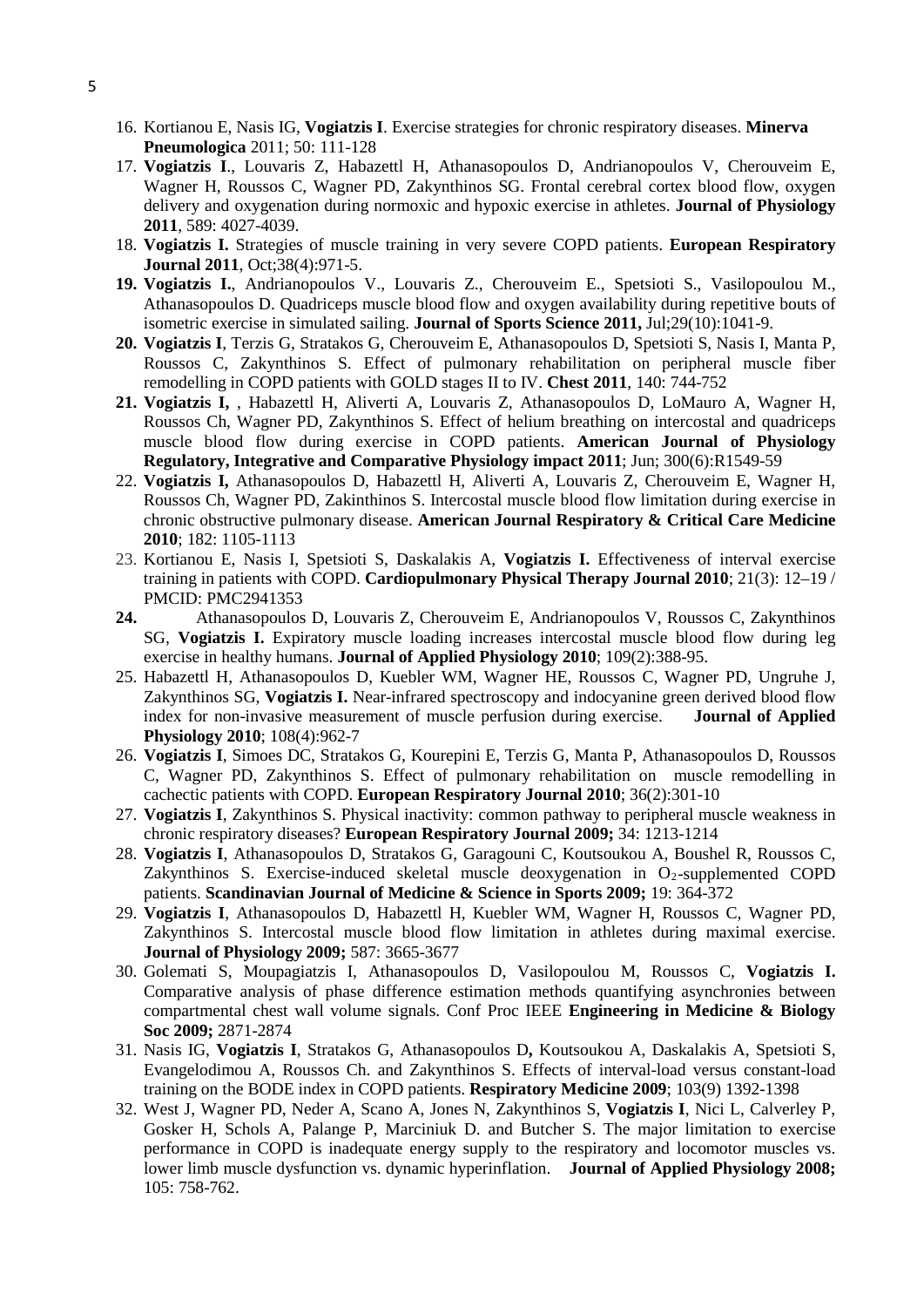16. Kortianou E, Nasis IG, **Vogiatzis I**. Exercise strategies for chronic respiratory diseases. **Minerva Pneumologica** 2011; 50: 111-128
17. **Vogiatzis I**., Louvaris Z, Habazettl H, Athanasopoulos D, Andrianopoulos V, Cherouveim E, Wagner H, Roussos C, Wagner PD, Zakynthinos SG. Frontal cerebral cortex blood flow, oxygen delivery and oxygenation during normoxic and hypoxic exercise in athletes. **Journal of Physiology 2011**, 589: 4027-4039.
18. **Vogiatzis I.** Strategies of muscle training in very severe COPD patients. **European Respiratory Journal 2011**, Oct;38(4):971-5.
19. **Vogiatzis I.**, Andrianopoulos V., Louvaris Z., Cherouveim E., Spetsioti S., Vasilopoulou M., Athanasopoulos D. Quadriceps muscle blood flow and oxygen availability during repetitive bouts of isometric exercise in simulated sailing. **Journal of Sports Science 2011,** Jul;29(10):1041-9.
20. **Vogiatzis I**, Terzis G, Stratakos G, Cherouveim E, Athanasopoulos D, Spetsioti S, Nasis I, Manta P, Roussos C, Zakynthinos S. Effect of pulmonary rehabilitation on peripheral muscle fiber remodelling in COPD patients with GOLD stages II to IV. **Chest 2011**, 140: 744-752
21. **Vogiatzis I,** , Habazettl H, Aliverti A, Louvaris Z, Athanasopoulos D, LoMauro A, Wagner H, Roussos Ch, Wagner PD, Zakynthinos S. Effect of helium breathing on intercostal and quadriceps muscle blood flow during exercise in COPD patients. **American Journal of Physiology Regulatory, Integrative and Comparative Physiology impact 2011**; Jun; 300(6):R1549-59
22. **Vogiatzis I,** Athanasopoulos D, Habazettl H, Aliverti A, Louvaris Z, Cherouveim E, Wagner H, Roussos Ch, Wagner PD, Zakinthinos S. Intercostal muscle blood flow limitation during exercise in chronic obstructive pulmonary disease. **American Journal Respiratory & Critical Care Medicine 2010**; 182: 1105-1113
23. Kortianou E, Nasis I, Spetsioti S, Daskalakis A, **Vogiatzis I.** Effectiveness of interval exercise training in patients with COPD. **Cardiopulmonary Physical Therapy Journal 2010**; 21(3): 12–19 / PMCID: PMC2941353
24. Athanasopoulos D, Louvaris Z, Cherouveim E, Andrianopoulos V, Roussos C, Zakynthinos SG, **Vogiatzis I.** Expiratory muscle loading increases intercostal muscle blood flow during leg exercise in healthy humans. **Journal of Applied Physiology 2010**; 109(2):388-95.
25. Habazettl H, Athanasopoulos D, Kuebler WM, Wagner HE, Roussos C, Wagner PD, Ungruhe J, Zakynthinos SG, **Vogiatzis I.** Near-infrared spectroscopy and indocyanine green derived blood flow index for non-invasive measurement of muscle perfusion during exercise. **Journal of Applied Physiology 2010**; 108(4):962-7
26. **Vogiatzis I**, Simoes DC, Stratakos G, Kourepini E, Terzis G, Manta P, Athanasopoulos D, Roussos C, Wagner PD, Zakynthinos S. Effect of pulmonary rehabilitation on muscle remodelling in cachectic patients with COPD. **European Respiratory Journal 2010**; 36(2):301-10
27. **Vogiatzis I**, Zakynthinos S. Physical inactivity: common pathway to peripheral muscle weakness in chronic respiratory diseases? **European Respiratory Journal 2009;** 34: 1213-1214
28. **Vogiatzis I**, Athanasopoulos D, Stratakos G, Garagouni C, Koutsoukou A, Boushel R, Roussos C, Zakynthinos S. Exercise-induced skeletal muscle deoxygenation in $O_2$-supplemented COPD patients. **Scandinavian Journal of Medicine & Science in Sports 2009;** 19: 364-372
29. **Vogiatzis I**, Athanasopoulos D, Habazettl H, Kuebler WM, Wagner H, Roussos C, Wagner PD, Zakynthinos S. Intercostal muscle blood flow limitation in athletes during maximal exercise. **Journal of Physiology 2009;** 587: 3665-3677
30. Golemati S, Moupagiatzis I, Athanasopoulos D, Vasilopoulou M, Roussos C, **Vogiatzis I.** Comparative analysis of phase difference estimation methods quantifying asynchronies between compartmental chest wall volume signals. Conf Proc IEEE **Engineering in Medicine & Biology Soc 2009;** 2871-2874
31. Nasis IG, **Vogiatzis I**, Stratakos G, Athanasopoulos D**,** Koutsoukou A, Daskalakis A, Spetsioti S, Evangelodimou A, Roussos Ch. and Zakynthinos S. Effects of interval-load versus constant-load training on the BODE index in COPD patients. **Respiratory Medicine 2009**; 103(9) 1392-1398
32. West J, Wagner PD, Neder A, Scano A, Jones N, Zakynthinos S, **Vogiatzis I**, Nici L, Calverley P, Gosker H, Schols A, Palange P, Marciniuk D. and Butcher S. The major limitation to exercise performance in COPD is inadequate energy supply to the respiratory and locomotor muscles vs. lower limb muscle dysfunction vs. dynamic hyperinflation. **Journal of Applied Physiology 2008;** 105: 758-762.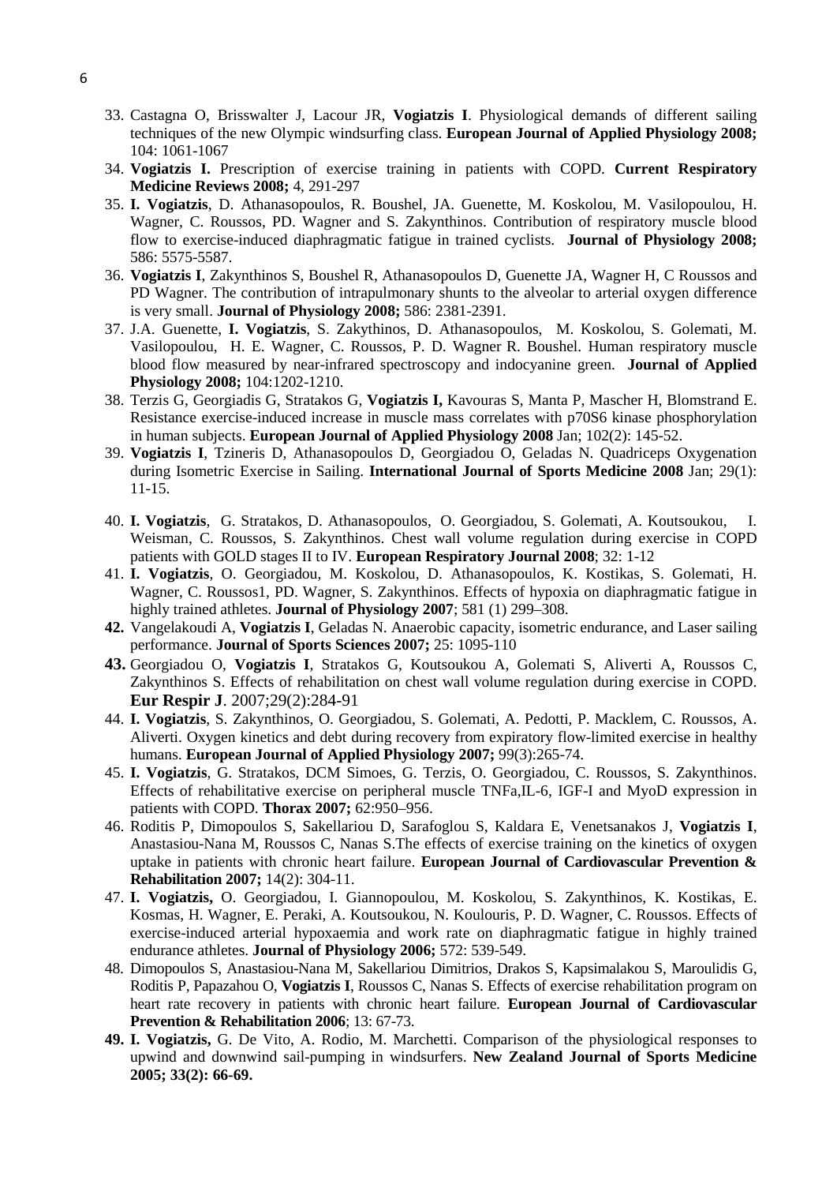33. Castagna O, Brisswalter J, Lacour JR, **Vogiatzis I**. Physiological demands of different sailing techniques of the new Olympic windsurfing class. **European Journal of Applied Physiology 2008;** 104: 1061-1067
34. **Vogiatzis I.** Prescription of exercise training in patients with COPD. **Current Respiratory Medicine Reviews 2008;** 4, 291-297
35. **I. Vogiatzis**, D. Athanasopoulos, R. Boushel, JA. Guenette, M. Koskolou, M. Vasilopoulou, H. Wagner, C. Roussos, PD. Wagner and S. Zakynthinos. Contribution of respiratory muscle blood flow to exercise-induced diaphragmatic fatigue in trained cyclists. **Journal of Physiology 2008;** 586: 5575-5587.
36. **Vogiatzis I**, Zakynthinos S, Boushel R, Athanasopoulos D, Guenette JA, Wagner H, C Roussos and PD Wagner. The contribution of intrapulmonary shunts to the alveolar to arterial oxygen difference is very small. **Journal of Physiology 2008;** 586: 2381-2391.
37. J.A. Guenette, **I. Vogiatzis**, S. Zakythinos, D. Athanasopoulos, M. Koskolou, S. Golemati, M. Vasilopoulou, H. E. Wagner, C. Roussos, P. D. Wagner R. Boushel. Human respiratory muscle blood flow measured by near-infrared spectroscopy and indocyanine green. **Journal of Applied Physiology 2008;** 104:1202-1210.
38. Terzis G, Georgiadis G, Stratakos G, **Vogiatzis I,** Kavouras S, Manta P, Mascher H, Blomstrand E. Resistance exercise-induced increase in muscle mass correlates with p70S6 kinase phosphorylation in human subjects. **European Journal of Applied Physiology 2008** Jan; 102(2): 145-52.
39. **Vogiatzis I**, Tzineris D, Athanasopoulos D, Georgiadou O, Geladas N. Quadriceps Oxygenation during Isometric Exercise in Sailing. **International Journal of Sports Medicine 2008** Jan; 29(1): 11-15.
40. **I. Vogiatzis**, G. Stratakos, D. Athanasopoulos, O. Georgiadou, S. Golemati, A. Koutsoukou, I. Weisman, C. Roussos, S. Zakynthinos. Chest wall volume regulation during exercise in COPD patients with GOLD stages II to IV. **European Respiratory Journal 2008**; 32: 1-12
41. **I. Vogiatzis**, O. Georgiadou, M. Koskolou, D. Athanasopoulos, K. Kostikas, S. Golemati, H. Wagner, C. Roussos1, PD. Wagner, S. Zakynthinos. Effects of hypoxia on diaphragmatic fatigue in highly trained athletes. **Journal of Physiology 2007**; 581 (1) 299–308.
42. Vangelakoudi A, **Vogiatzis I**, Geladas N. Anaerobic capacity, isometric endurance, and Laser sailing performance. **Journal of Sports Sciences 2007;** 25: 1095-110
43. Georgiadou O, **Vogiatzis I**, Stratakos G, Koutsoukou A, Golemati S, Aliverti A, Roussos C, Zakynthinos S. Effects of rehabilitation on chest wall volume regulation during exercise in COPD. **Eur Respir J**. 2007;29(2):284-91
44. **I. Vogiatzis**, S. Zakynthinos, O. Georgiadou, S. Golemati, A. Pedotti, P. Macklem, C. Roussos, A. Aliverti. Oxygen kinetics and debt during recovery from expiratory flow-limited exercise in healthy humans. **European Journal of Applied Physiology 2007;** 99(3):265-74.
45. **I. Vogiatzis**, G. Stratakos, DCM Simoes, G. Terzis, O. Georgiadou, C. Roussos, S. Zakynthinos. Effects of rehabilitative exercise on peripheral muscle TNFa,IL-6, IGF-I and MyoD expression in patients with COPD. **Thorax 2007;** 62:950–956.
46. Roditis P, Dimopoulos S, Sakellariou D, Sarafoglou S, Kaldara E, Venetsanakos J, **Vogiatzis I**, Anastasiou-Nana M, Roussos C, Nanas S.The effects of exercise training on the kinetics of oxygen uptake in patients with chronic heart failure. **European Journal of Cardiovascular Prevention & Rehabilitation 2007;** 14(2): 304-11.
47. **I. Vogiatzis,** O. Georgiadou, I. Giannopoulou, M. Koskolou, S. Zakynthinos, K. Kostikas, E. Kosmas, H. Wagner, E. Peraki, A. Koutsoukou, N. Koulouris, P. D. Wagner, C. Roussos. Effects of exercise-induced arterial hypoxaemia and work rate on diaphragmatic fatigue in highly trained endurance athletes. **Journal of Physiology 2006;** 572: 539-549.
48. Dimopoulos S, Anastasiou-Nana M, Sakellariou Dimitrios, Drakos S, Kapsimalakou S, Maroulidis G, Roditis P, Papazahou O, **Vogiatzis I**, Roussos C, Nanas S. Effects of exercise rehabilitation program on heart rate recovery in patients with chronic heart failure. **European Journal of Cardiovascular Prevention & Rehabilitation 2006**; 13: 67-73.
49. **I. Vogiatzis,** G. De Vito, A. Rodio, M. Marchetti. Comparison of the physiological responses to upwind and downwind sail-pumping in windsurfers. **New Zealand Journal of Sports Medicine 2005; 33(2): 66-69.**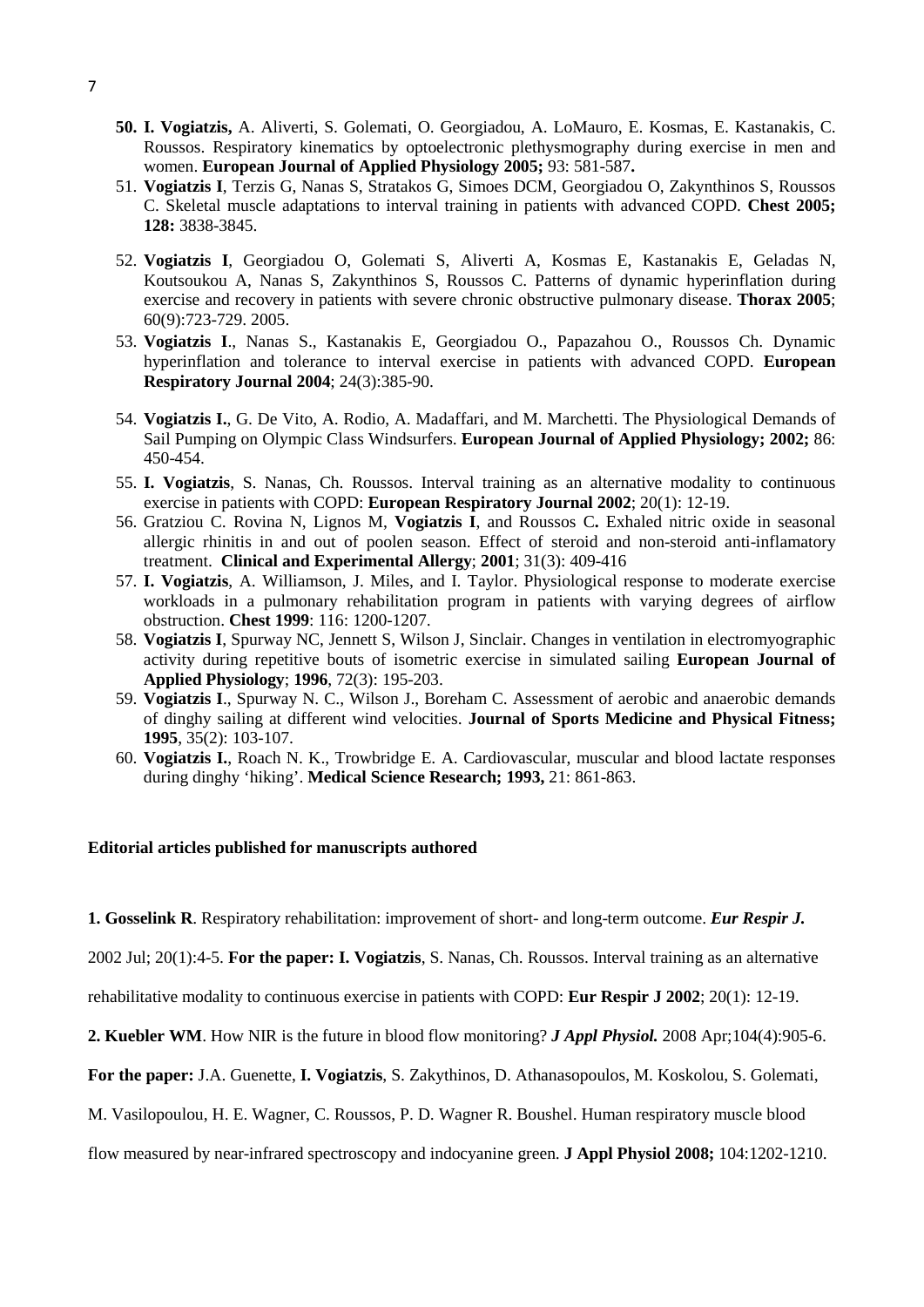50. **I. Vogiatzis,** A. Aliverti, S. Golemati, O. Georgiadou, A. LoMauro, E. Kosmas, E. Kastanakis, C. Roussos. Respiratory kinematics by optoelectronic plethysmography during exercise in men and women. **European Journal of Applied Physiology 2005;** 93: 581-587**.**
51. **Vogiatzis I**, Terzis G, Nanas S, Stratakos G, Simoes DCM, Georgiadou O, Zakynthinos S, Roussos C. Skeletal muscle adaptations to interval training in patients with advanced COPD. **Chest 2005; 128:** 3838-3845.
52. **Vogiatzis I**, Georgiadou O, Golemati S, Aliverti A, Kosmas E, Kastanakis E, Geladas N, Koutsoukou A, Nanas S, Zakynthinos S, Roussos C. Patterns of dynamic hyperinflation during exercise and recovery in patients with severe chronic obstructive pulmonary disease. **Thorax 2005**; 60(9):723-729. 2005.
53. **Vogiatzis I**., Nanas S., Kastanakis E, Georgiadou O., Papazahou O., Roussos Ch. Dynamic hyperinflation and tolerance to interval exercise in patients with advanced COPD. **European Respiratory Journal 2004**; 24(3):385-90.
54. **Vogiatzis I.**, G. De Vito, A. Rodio, A. Madaffari, and M. Marchetti. The Physiological Demands of Sail Pumping on Olympic Class Windsurfers. **European Journal of Applied Physiology; 2002;** 86: 450-454.
55. **I. Vogiatzis**, S. Nanas, Ch. Roussos. Interval training as an alternative modality to continuous exercise in patients with COPD: **European Respiratory Journal 2002**; 20(1): 12-19.
56. Gratziou C. Rovina N, Lignos M, **Vogiatzis I**, and Roussos C**.** Exhaled nitric oxide in seasonal allergic rhinitis in and out of poolen season. Effect of steroid and non-steroid anti-inflamatory treatment. **Clinical and Experimental Allergy**; **2001**; 31(3): 409-416
57. **I. Vogiatzis**, A. Williamson, J. Miles, and I. Taylor. Physiological response to moderate exercise workloads in a pulmonary rehabilitation program in patients with varying degrees of airflow obstruction. **Chest 1999**: 116: 1200-1207.
58. **Vogiatzis I**, Spurway NC, Jennett S, Wilson J, Sinclair. Changes in ventilation in electromyographic activity during repetitive bouts of isometric exercise in simulated sailing **European Journal of Applied Physiology**; **1996**, 72(3): 195-203.
59. **Vogiatzis I**., Spurway N. C., Wilson J., Boreham C. Assessment of aerobic and anaerobic demands of dinghy sailing at different wind velocities. **Journal of Sports Medicine and Physical Fitness; 1995**, 35(2): 103-107.
60. **Vogiatzis I.**, Roach N. K., Trowbridge E. A. Cardiovascular, muscular and blood lactate responses during dinghy 'hiking'. **Medical Science Research; 1993,** 21: 861-863.

**Editorial articles published for manuscripts authored**

**1. Gosselink R**. Respiratory rehabilitation: improvement of short- and long-term outcome. ***Eur Respir J.*** 2002 Jul; 20(1):4-5. **For the paper: I. Vogiatzis**, S. Nanas, Ch. Roussos. Interval training as an alternative rehabilitative modality to continuous exercise in patients with COPD: **Eur Respir J 2002**; 20(1): 12-19.

**2. Kuebler WM**. How NIR is the future in blood flow monitoring? ***J Appl Physiol.*** 2008 Apr;104(4):905-6. **For the paper:** J.A. Guenette, **I. Vogiatzis**, S. Zakythinos, D. Athanasopoulos, M. Koskolou, S. Golemati, M. Vasilopoulou, H. E. Wagner, C. Roussos, P. D. Wagner R. Boushel. Human respiratory muscle blood flow measured by near-infrared spectroscopy and indocyanine green. **J Appl Physiol 2008;** 104:1202-1210.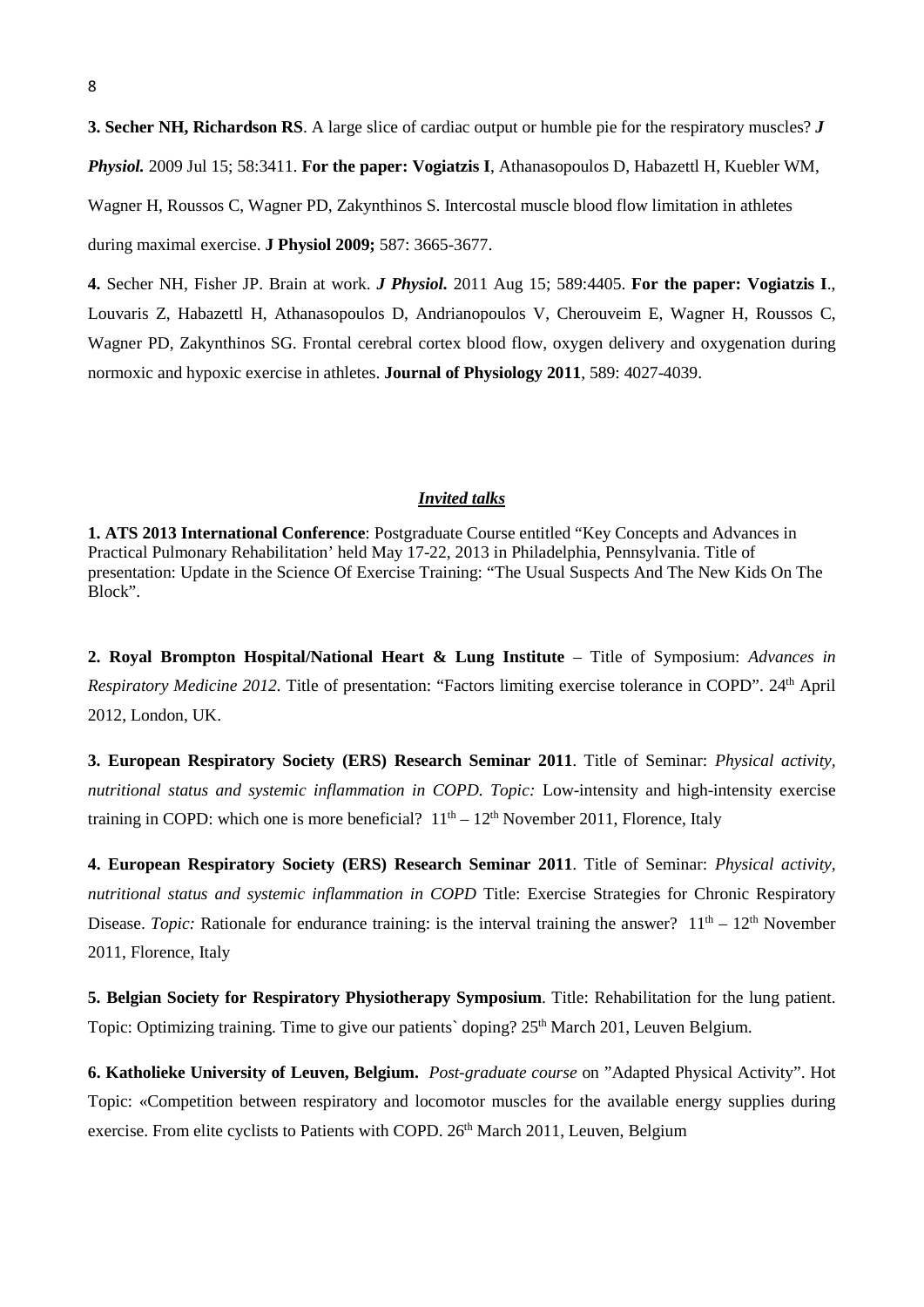**3. Secher NH, Richardson RS**. A large slice of cardiac output or humble pie for the respiratory muscles? ***J Physiol.*** 2009 Jul 15; 58:3411. **For the paper: Vogiatzis I**, Athanasopoulos D, Habazettl H, Kuebler WM, Wagner H, Roussos C, Wagner PD, Zakynthinos S. Intercostal muscle blood flow limitation in athletes during maximal exercise. **J Physiol 2009;** 587: 3665-3677.

**4.** Secher NH, Fisher JP. Brain at work. ***J Physiol.*** 2011 Aug 15; 589:4405. **For the paper: Vogiatzis I**., Louvaris Z, Habazettl H, Athanasopoulos D, Andrianopoulos V, Cherouveim E, Wagner H, Roussos C, Wagner PD, Zakynthinos SG. Frontal cerebral cortex blood flow, oxygen delivery and oxygenation during normoxic and hypoxic exercise in athletes. **Journal of Physiology 2011**, 589: 4027-4039.

## ***Invited talks***

**1. ATS 2013 International Conference**: Postgraduate Course entitled "Key Concepts and Advances in Practical Pulmonary Rehabilitation' held May 17-22, 2013 in Philadelphia, Pennsylvania. Title of presentation: Update in the Science Of Exercise Training: "The Usual Suspects And The New Kids On The Block".

**2. Royal Brompton Hospital/National Heart & Lung Institute** – Title of Symposium: *Advances in Respiratory Medicine 2012*. Title of presentation: "Factors limiting exercise tolerance in COPD". 24th April 2012, London, UK.

**3. European Respiratory Society (ERS) Research Seminar 2011**. Title of Seminar: *Physical activity, nutritional status and systemic inflammation in COPD. Topic:* Low-intensity and high-intensity exercise training in COPD: which one is more beneficial? 11th – 12th November 2011, Florence, Italy

**4. European Respiratory Society (ERS) Research Seminar 2011**. Title of Seminar: *Physical activity, nutritional status and systemic inflammation in COPD* Title: Exercise Strategies for Chronic Respiratory Disease. *Topic:* Rationale for endurance training: is the interval training the answer? 11th – 12th November 2011, Florence, Italy

**5. Belgian Society for Respiratory Physiotherapy Symposium**. Title: Rehabilitation for the lung patient. Topic: Optimizing training. Time to give our patients` doping? 25th March 201, Leuven Belgium.

**6. Katholieke University of Leuven, Belgium.** *Post-graduate course* on "Adapted Physical Activity". Hot Topic: «Competition between respiratory and locomotor muscles for the available energy supplies during exercise. From elite cyclists to Patients with COPD. 26th March 2011, Leuven, Belgium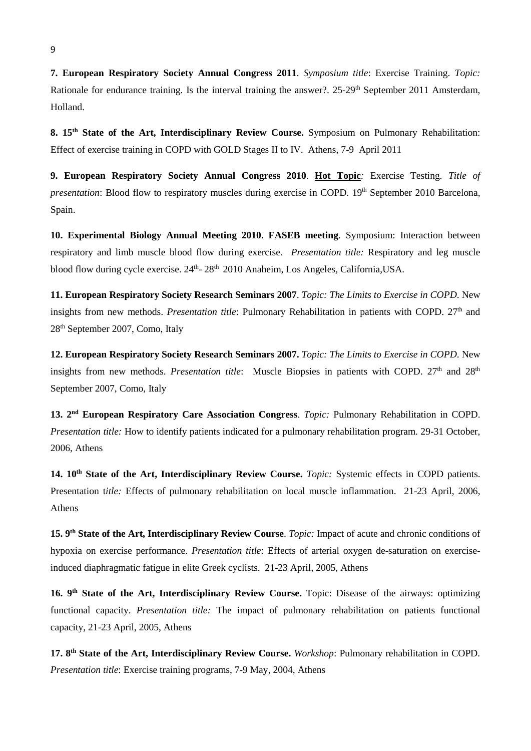**7. European Respiratory Society Annual Congress 2011**. *Symposium title*: Exercise Training. *Topic:* Rationale for endurance training. Is the interval training the answer?. 25-29th September 2011 Amsterdam, Holland.

**8. 15th State of the Art, Interdisciplinary Review Course.** Symposium on Pulmonary Rehabilitation: Effect of exercise training in COPD with GOLD Stages II to IV. Athens, 7-9 April 2011

**9. European Respiratory Society Annual Congress 2010**. **Hot Topic**: Exercise Testing. *Title of presentation*: Blood flow to respiratory muscles during exercise in COPD. 19th September 2010 Barcelona, Spain.

**10. Experimental Biology Annual Meeting 2010. FASEB meeting**. Symposium: Interaction between respiratory and limb muscle blood flow during exercise. *Presentation title:* Respiratory and leg muscle blood flow during cycle exercise. 24th- 28th 2010 Anaheim, Los Angeles, California,USA.

**11. European Respiratory Society Research Seminars 2007**. *Topic: The Limits to Exercise in COPD.* New insights from new methods. *Presentation title*: Pulmonary Rehabilitation in patients with COPD. 27th and 28th September 2007, Como, Italy

**12. European Respiratory Society Research Seminars 2007.** *Topic: The Limits to Exercise in COPD.* New insights from new methods. *Presentation title*: Muscle Biopsies in patients with COPD. 27th and 28th September 2007, Como, Italy

**13. 2nd European Respiratory Care Association Congress**. *Topic:* Pulmonary Rehabilitation in COPD. *Presentation title:* How to identify patients indicated for a pulmonary rehabilitation program. 29-31 October, 2006, Athens

**14. 10th State of the Art, Interdisciplinary Review Course.** *Topic:* Systemic effects in COPD patients. Presentation t*itle:* Effects of pulmonary rehabilitation on local muscle inflammation. 21-23 April, 2006, Athens

**15. 9th State of the Art, Interdisciplinary Review Course**. *Topic:* Impact of acute and chronic conditions of hypoxia on exercise performance. *Presentation title*: Effects of arterial oxygen de-saturation on exercise-induced diaphragmatic fatigue in elite Greek cyclists. 21-23 April, 2005, Athens

**16. 9th State of the Art, Interdisciplinary Review Course.** Topic: Disease of the airways: optimizing functional capacity. *Presentation title:* The impact of pulmonary rehabilitation on patients functional capacity, 21-23 April, 2005, Athens

**17. 8th State of the Art, Interdisciplinary Review Course.** *Workshop*: Pulmonary rehabilitation in COPD. *Presentation title*: Exercise training programs, 7-9 May, 2004, Athens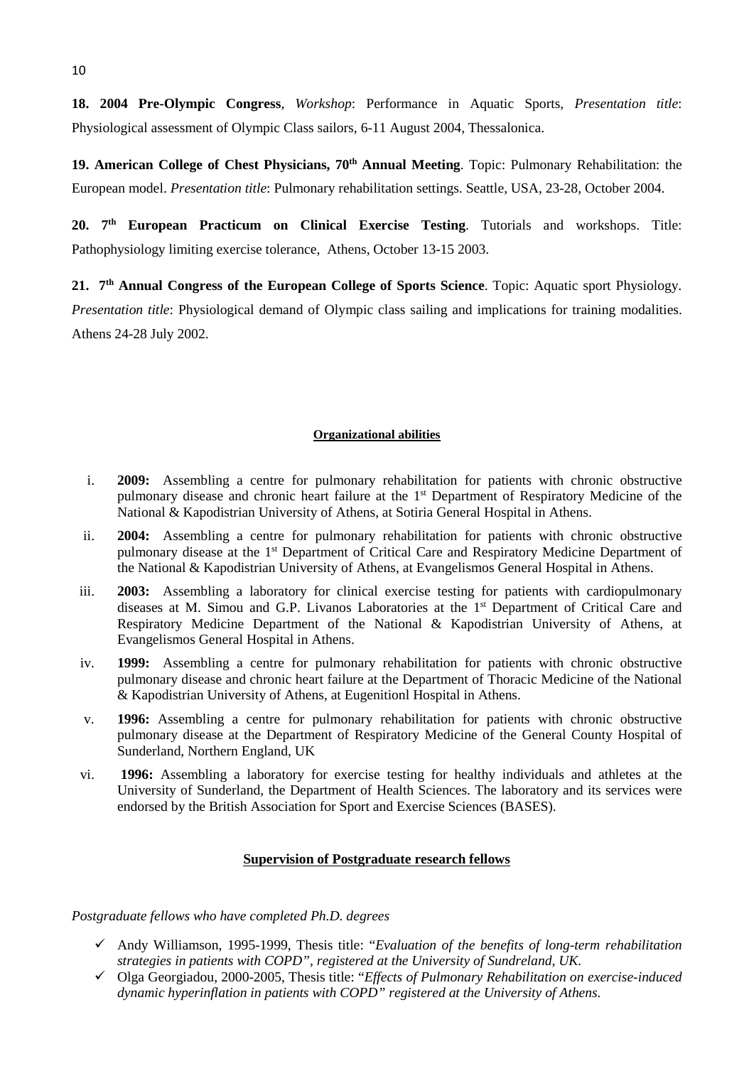**18. 2004 Pre-Olympic Congress**, *Workshop*: Performance in Aquatic Sports, *Presentation title*: Physiological assessment of Olympic Class sailors, 6-11 August 2004, Thessalonica.

**19. American College of Chest Physicians, 70th Annual Meeting**. Topic: Pulmonary Rehabilitation: the European model. *Presentation title*: Pulmonary rehabilitation settings. Seattle, USA, 23-28, October 2004.

**20. 7th European Practicum on Clinical Exercise Testing**. Tutorials and workshops. Title: Pathophysiology limiting exercise tolerance, Athens, October 13-15 2003.

**21. 7th Annual Congress of the European College of Sports Science**. Topic: Aquatic sport Physiology. *Presentation title*: Physiological demand of Olympic class sailing and implications for training modalities. Athens 24-28 July 2002.

## Organizational abilities

i. **2009:** Assembling a centre for pulmonary rehabilitation for patients with chronic obstructive pulmonary disease and chronic heart failure at the 1st Department of Respiratory Medicine of the National & Kapodistrian University of Athens, at Sotiria General Hospital in Athens.

ii. **2004:** Assembling a centre for pulmonary rehabilitation for patients with chronic obstructive pulmonary disease at the 1st Department of Critical Care and Respiratory Medicine Department of the National & Kapodistrian University of Athens, at Evangelismos General Hospital in Athens.

iii. **2003:** Assembling a laboratory for clinical exercise testing for patients with cardiopulmonary diseases at M. Simou and G.P. Livanos Laboratories at the 1st Department of Critical Care and Respiratory Medicine Department of the National & Kapodistrian University of Athens, at Evangelismos General Hospital in Athens.

iv. **1999:** Assembling a centre for pulmonary rehabilitation for patients with chronic obstructive pulmonary disease and chronic heart failure at the Department of Thoracic Medicine of the National & Kapodistrian University of Athens, at Eugenitionl Hospital in Athens.

v. **1996:** Assembling a centre for pulmonary rehabilitation for patients with chronic obstructive pulmonary disease at the Department of Respiratory Medicine of the General County Hospital of Sunderland, Northern England, UK

vi. **1996:** Assembling a laboratory for exercise testing for healthy individuals and athletes at the University of Sunderland, the Department of Health Sciences. The laboratory and its services were endorsed by the British Association for Sport and Exercise Sciences (BASES).

## Supervision of Postgraduate research fellows

*Postgraduate fellows who have completed Ph.D. degrees*

- ✓ Andy Williamson, 1995-1999, Thesis title: "*Evaluation of the benefits of long-term rehabilitation strategies in patients with COPD", registered at the University of Sundreland, UK.*
- ✓ Olga Georgiadou, 2000-2005, Thesis title: "*Effects of Pulmonary Rehabilitation on exercise-induced dynamic hyperinflation in patients with COPD" registered at the University of Athens.*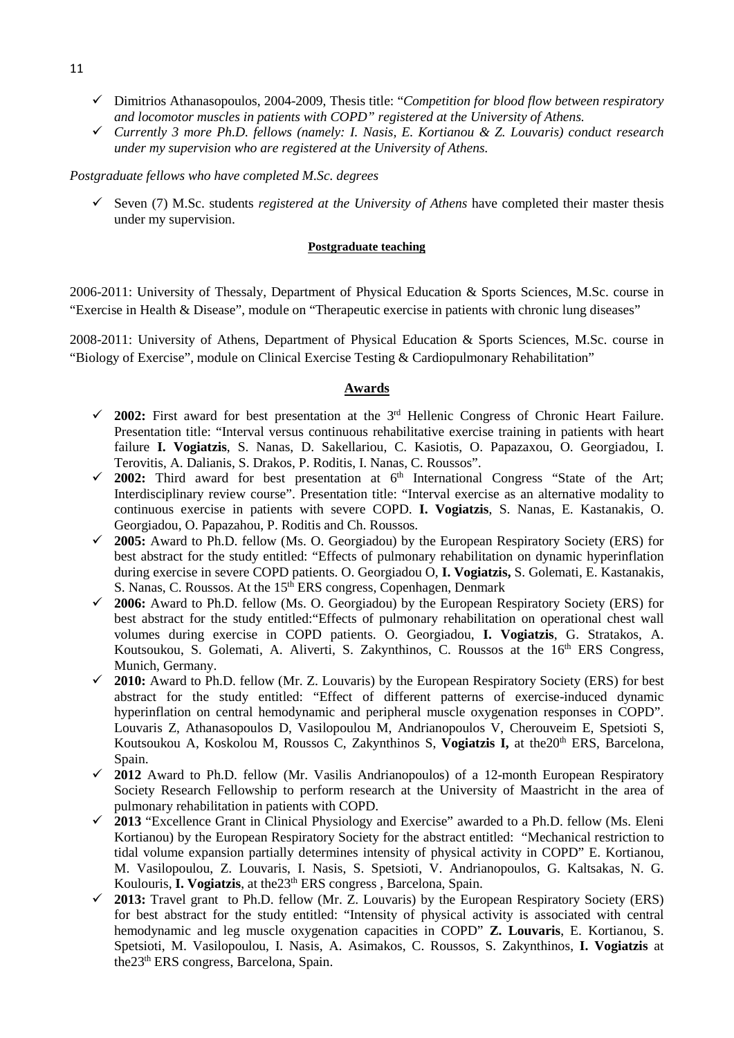- ✓ Dimitrios Athanasopoulos, 2004-2009, Thesis title: "*Competition for blood flow between respiratory and locomotor muscles in patients with COPD" registered at the University of Athens.*
- ✓ *Currently 3 more Ph.D. fellows (namely: I. Nasis, E. Kortianou & Z. Louvaris) conduct research under my supervision who are registered at the University of Athens.*

*Postgraduate fellows who have completed M.Sc. degrees*

- ✓ Seven (7) M.Sc. students *registered at the University of Athens* have completed their master thesis under my supervision.

**Postgraduate teaching**

2006-2011: University of Thessaly, Department of Physical Education & Sports Sciences, M.Sc. course in "Exercise in Health & Disease", module on "Therapeutic exercise in patients with chronic lung diseases"

2008-2011: University of Athens, Department of Physical Education & Sports Sciences, M.Sc. course in "Biology of Exercise", module on Clinical Exercise Testing & Cardiopulmonary Rehabilitation"

## Awards

- ✓ **2002:** First award for best presentation at the 3rd Hellenic Congress of Chronic Heart Failure. Presentation title: "Interval versus continuous rehabilitative exercise training in patients with heart failure **I. Vogiatzis**, S. Nanas, D. Sakellariou, C. Kasiotis, O. Papazaxou, O. Georgiadou, I. Terovitis, A. Dalianis, S. Drakos, P. Roditis, I. Nanas, C. Roussos".
- ✓ **2002:** Third award for best presentation at 6th International Congress "State of the Art; Interdisciplinary review course". Presentation title: "Interval exercise as an alternative modality to continuous exercise in patients with severe COPD. **I. Vogiatzis**, S. Nanas, E. Kastanakis, O. Georgiadou, O. Papazahou, P. Roditis and Ch. Roussos.
- ✓ **2005:** Award to Ph.D. fellow (Ms. O. Georgiadou) by the European Respiratory Society (ERS) for best abstract for the study entitled: "Effects of pulmonary rehabilitation on dynamic hyperinflation during exercise in severe COPD patients. O. Georgiadou O, **I. Vogiatzis,** S. Golemati, E. Kastanakis, S. Nanas, C. Roussos. At the 15th ERS congress, Copenhagen, Denmark
- ✓ **2006:** Award to Ph.D. fellow (Ms. O. Georgiadou) by the European Respiratory Society (ERS) for best abstract for the study entitled:"Effects of pulmonary rehabilitation on operational chest wall volumes during exercise in COPD patients. O. Georgiadou, **I. Vogiatzis**, G. Stratakos, A. Koutsoukou, S. Golemati, A. Aliverti, S. Zakynthinos, C. Roussos at the 16th ERS Congress, Munich, Germany.
- ✓ **2010:** Award to Ph.D. fellow (Mr. Z. Louvaris) by the European Respiratory Society (ERS) for best abstract for the study entitled: "Effect of different patterns of exercise-induced dynamic hyperinflation on central hemodynamic and peripheral muscle oxygenation responses in COPD". Louvaris Z, Athanasopoulos D, Vasilopoulou M, Andrianopoulos V, Cherouveim E, Spetsioti S, Koutsoukou A, Koskolou M, Roussos C, Zakynthinos S, **Vogiatzis I,** at the20th ERS, Barcelona, Spain.
- ✓ **2012** Award to Ph.D. fellow (Mr. Vasilis Andrianopoulos) of a 12-month European Respiratory Society Research Fellowship to perform research at the University of Maastricht in the area of pulmonary rehabilitation in patients with COPD.
- ✓ **2013** "Excellence Grant in Clinical Physiology and Exercise" awarded to a Ph.D. fellow (Ms. Eleni Kortianou) by the European Respiratory Society for the abstract entitled: "Mechanical restriction to tidal volume expansion partially determines intensity of physical activity in COPD" E. Kortianou, M. Vasilopoulou, Z. Louvaris, I. Nasis, S. Spetsioti, V. Andrianopoulos, G. Kaltsakas, N. G. Koulouris, **I. Vogiatzis**, at the23th ERS congress , Barcelona, Spain.
- ✓ **2013:** Travel grant to Ph.D. fellow (Mr. Z. Louvaris) by the European Respiratory Society (ERS) for best abstract for the study entitled: "Intensity of physical activity is associated with central hemodynamic and leg muscle oxygenation capacities in COPD" **Z. Louvaris**, E. Kortianou, S. Spetsioti, M. Vasilopoulou, I. Nasis, A. Asimakos, C. Roussos, S. Zakynthinos, **I. Vogiatzis** at the23th ERS congress, Barcelona, Spain.